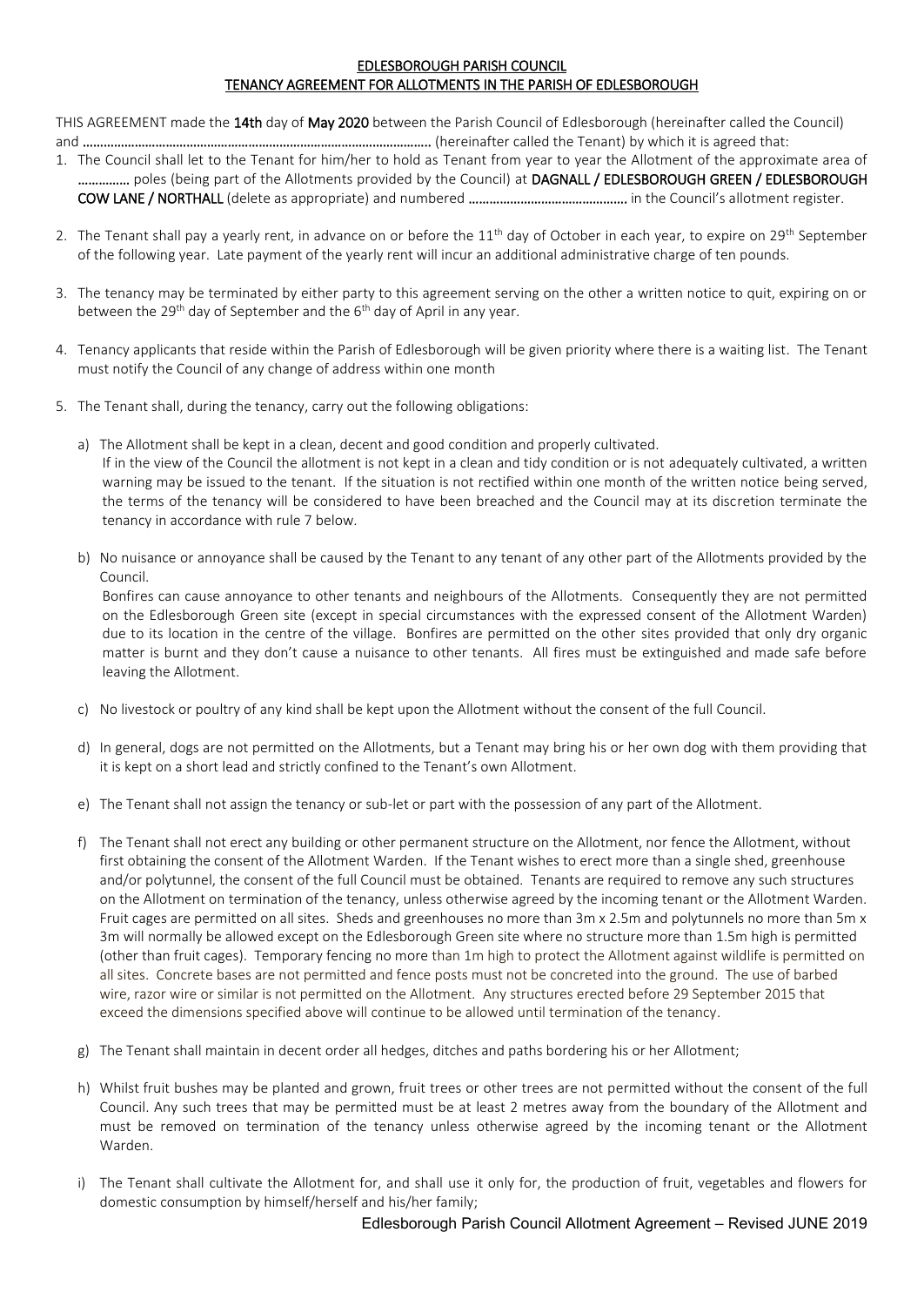# EDLESBOROUGH PARISH COUNCIL
## TENANCY AGREEMENT FOR ALLOTMENTS IN THE PARISH OF EDLESBOROUGH

THIS AGREEMENT made the **14th** day of **May 2020** between the Parish Council of Edlesborough (hereinafter called the Council) and ………………………………………………………………………………………… (hereinafter called the Tenant) by which it is agreed that:

1. The Council shall let to the Tenant for him/her to hold as Tenant from year to year the Allotment of the approximate area of …………… poles (being part of the Allotments provided by the Council) at **DAGNALL / EDLESBOROUGH GREEN / EDLESBOROUGH COW LANE / NORTHALL** (delete as appropriate) and numbered ……………………………………… in the Council's allotment register.

2. The Tenant shall pay a yearly rent, in advance on or before the 11th day of October in each year, to expire on 29th September of the following year. Late payment of the yearly rent will incur an additional administrative charge of ten pounds.

3. The tenancy may be terminated by either party to this agreement serving on the other a written notice to quit, expiring on or between the 29th day of September and the 6th day of April in any year.

4. Tenancy applicants that reside within the Parish of Edlesborough will be given priority where there is a waiting list. The Tenant must notify the Council of any change of address within one month

5. The Tenant shall, during the tenancy, carry out the following obligations:

   a) The Allotment shall be kept in a clean, decent and good condition and properly cultivated.
   If in the view of the Council the allotment is not kept in a clean and tidy condition or is not adequately cultivated, a written warning may be issued to the tenant. If the situation is not rectified within one month of the written notice being served, the terms of the tenancy will be considered to have been breached and the Council may at its discretion terminate the tenancy in accordance with rule 7 below.

   b) No nuisance or annoyance shall be caused by the Tenant to any tenant of any other part of the Allotments provided by the Council.
   Bonfires can cause annoyance to other tenants and neighbours of the Allotments. Consequently they are not permitted on the Edlesborough Green site (except in special circumstances with the expressed consent of the Allotment Warden) due to its location in the centre of the village. Bonfires are permitted on the other sites provided that only dry organic matter is burnt and they don't cause a nuisance to other tenants. All fires must be extinguished and made safe before leaving the Allotment.

   c) No livestock or poultry of any kind shall be kept upon the Allotment without the consent of the full Council.

   d) In general, dogs are not permitted on the Allotments, but a Tenant may bring his or her own dog with them providing that it is kept on a short lead and strictly confined to the Tenant's own Allotment.

   e) The Tenant shall not assign the tenancy or sub-let or part with the possession of any part of the Allotment.

   f) The Tenant shall not erect any building or other permanent structure on the Allotment, nor fence the Allotment, without first obtaining the consent of the Allotment Warden. If the Tenant wishes to erect more than a single shed, greenhouse and/or polytunnel, the consent of the full Council must be obtained. Tenants are required to remove any such structures on the Allotment on termination of the tenancy, unless otherwise agreed by the incoming tenant or the Allotment Warden. Fruit cages are permitted on all sites. Sheds and greenhouses no more than 3m x 2.5m and polytunnels no more than 5m x 3m will normally be allowed except on the Edlesborough Green site where no structure more than 1.5m high is permitted (other than fruit cages). Temporary fencing no more than 1m high to protect the Allotment against wildlife is permitted on all sites. Concrete bases are not permitted and fence posts must not be concreted into the ground. The use of barbed wire, razor wire or similar is not permitted on the Allotment. Any structures erected before 29 September 2015 that exceed the dimensions specified above will continue to be allowed until termination of the tenancy.

   g) The Tenant shall maintain in decent order all hedges, ditches and paths bordering his or her Allotment;

   h) Whilst fruit bushes may be planted and grown, fruit trees or other trees are not permitted without the consent of the full Council. Any such trees that may be permitted must be at least 2 metres away from the boundary of the Allotment and must be removed on termination of the tenancy unless otherwise agreed by the incoming tenant or the Allotment Warden.

   i) The Tenant shall cultivate the Allotment for, and shall use it only for, the production of fruit, vegetables and flowers for domestic consumption by himself/herself and his/her family;

Edlesborough Parish Council Allotment Agreement – Revised JUNE 2019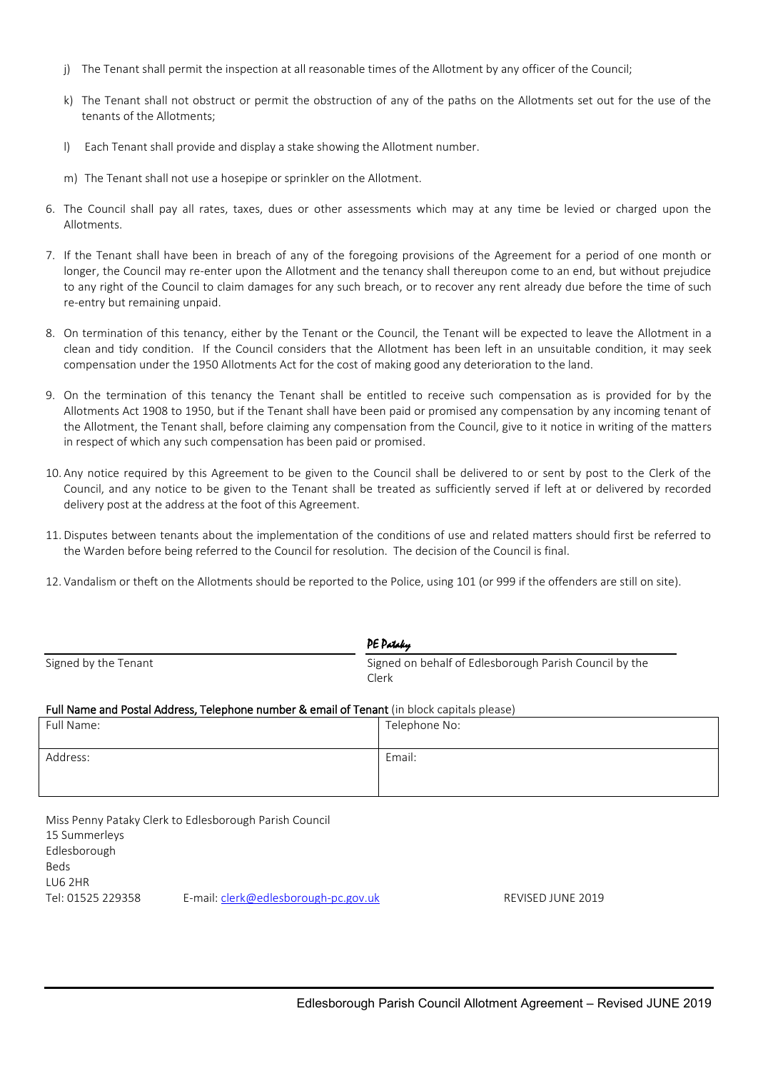j) The Tenant shall permit the inspection at all reasonable times of the Allotment by any officer of the Council;

k) The Tenant shall not obstruct or permit the obstruction of any of the paths on the Allotments set out for the use of the tenants of the Allotments;

l) Each Tenant shall provide and display a stake showing the Allotment number.

m) The Tenant shall not use a hosepipe or sprinkler on the Allotment.

6. The Council shall pay all rates, taxes, dues or other assessments which may at any time be levied or charged upon the Allotments.

7. If the Tenant shall have been in breach of any of the foregoing provisions of the Agreement for a period of one month or longer, the Council may re-enter upon the Allotment and the tenancy shall thereupon come to an end, but without prejudice to any right of the Council to claim damages for any such breach, or to recover any rent already due before the time of such re-entry but remaining unpaid.

8. On termination of this tenancy, either by the Tenant or the Council, the Tenant will be expected to leave the Allotment in a clean and tidy condition. If the Council considers that the Allotment has been left in an unsuitable condition, it may seek compensation under the 1950 Allotments Act for the cost of making good any deterioration to the land.

9. On the termination of this tenancy the Tenant shall be entitled to receive such compensation as is provided for by the Allotments Act 1908 to 1950, but if the Tenant shall have been paid or promised any compensation by any incoming tenant of the Allotment, the Tenant shall, before claiming any compensation from the Council, give to it notice in writing of the matters in respect of which any such compensation has been paid or promised.

10. Any notice required by this Agreement to be given to the Council shall be delivered to or sent by post to the Clerk of the Council, and any notice to be given to the Tenant shall be treated as sufficiently served if left at or delivered by recorded delivery post at the address at the foot of this Agreement.

11. Disputes between tenants about the implementation of the conditions of use and related matters should first be referred to the Warden before being referred to the Council for resolution. The decision of the Council is final.

12. Vandalism or theft on the Allotments should be reported to the Police, using 101 (or 999 if the offenders are still on site).

| | *PE Pataky* |
|---|---|
| Signed by the Tenant | Signed on behalf of Edlesborough Parish Council by the Clerk |

**Full Name and Postal Address, Telephone number & email of Tenant** (in block capitals please)

| Full Name: | Telephone No: |
|---|---|
| Address: | Email: |

Miss Penny Pataky Clerk to Edlesborough Parish Council
15 Summerleys
Edlesborough
Beds
LU6 2HR
Tel: 01525 229358 E-mail: clerk@edlesborough-pc.gov.uk REVISED JUNE 2019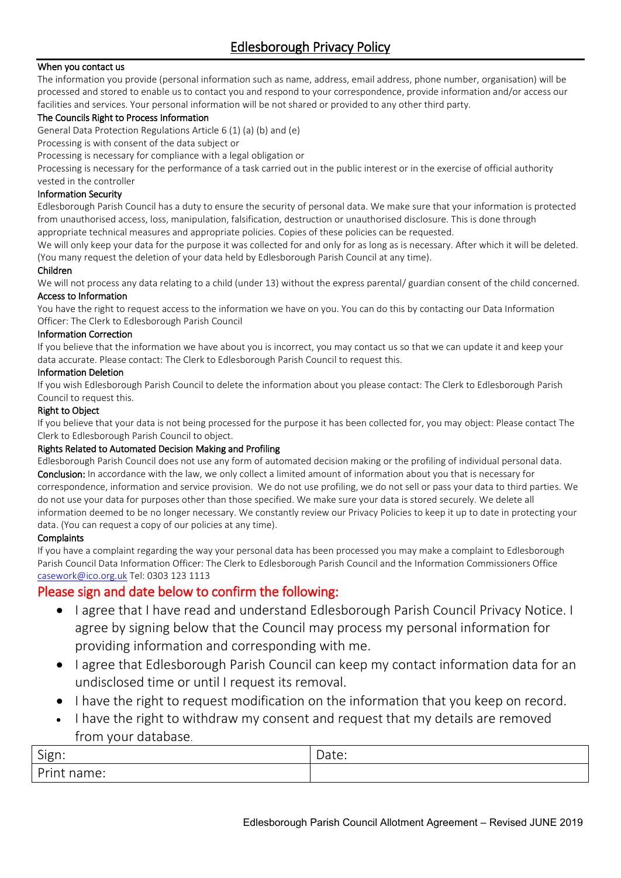// Edlesborough Privacy Policy

# Edlesborough Privacy Policy

**When you contact us**

The information you provide (personal information such as name, address, email address, phone number, organisation) will be processed and stored to enable us to contact you and respond to your correspondence, provide information and/or access our facilities and services. Your personal information will be not shared or provided to any other third party.

**The Councils Right to Process Information**

General Data Protection Regulations Article 6 (1) (a) (b) and (e)

Processing is with consent of the data subject or

Processing is necessary for compliance with a legal obligation or

Processing is necessary for the performance of a task carried out in the public interest or in the exercise of official authority vested in the controller

**Information Security**

Edlesborough Parish Council has a duty to ensure the security of personal data. We make sure that your information is protected from unauthorised access, loss, manipulation, falsification, destruction or unauthorised disclosure. This is done through appropriate technical measures and appropriate policies. Copies of these policies can be requested.

We will only keep your data for the purpose it was collected for and only for as long as is necessary. After which it will be deleted. (You many request the deletion of your data held by Edlesborough Parish Council at any time).

**Children**

We will not process any data relating to a child (under 13) without the express parental/ guardian consent of the child concerned.

**Access to Information**

You have the right to request access to the information we have on you. You can do this by contacting our Data Information Officer: The Clerk to Edlesborough Parish Council

**Information Correction**

If you believe that the information we have about you is incorrect, you may contact us so that we can update it and keep your data accurate. Please contact: The Clerk to Edlesborough Parish Council to request this.

**Information Deletion**

If you wish Edlesborough Parish Council to delete the information about you please contact: The Clerk to Edlesborough Parish Council to request this.

**Right to Object**

If you believe that your data is not being processed for the purpose it has been collected for, you may object: Please contact The Clerk to Edlesborough Parish Council to object.

**Rights Related to Automated Decision Making and Profiling**

Edlesborough Parish Council does not use any form of automated decision making or the profiling of individual personal data.

**Conclusion:** In accordance with the law, we only collect a limited amount of information about you that is necessary for correspondence, information and service provision. We do not use profiling, we do not sell or pass your data to third parties. We do not use your data for purposes other than those specified. We make sure your data is stored securely. We delete all information deemed to be no longer necessary. We constantly review our Privacy Policies to keep it up to date in protecting your data. (You can request a copy of our policies at any time).

**Complaints**

If you have a complaint regarding the way your personal data has been processed you may make a complaint to Edlesborough Parish Council Data Information Officer: The Clerk to Edlesborough Parish Council and the Information Commissioners Office casework@ico.org.uk Tel: 0303 123 1113

## Please sign and date below to confirm the following:

- I agree that I have read and understand Edlesborough Parish Council Privacy Notice. I agree by signing below that the Council may process my personal information for providing information and corresponding with me.
- I agree that Edlesborough Parish Council can keep my contact information data for an undisclosed time or until I request its removal.
- I have the right to request modification on the information that you keep on record.
- I have the right to withdraw my consent and request that my details are removed from your database.

| | |
|---|---|
| Sign: | Date: |
| Print name: | |

Edlesborough Parish Council Allotment Agreement – Revised JUNE 2019